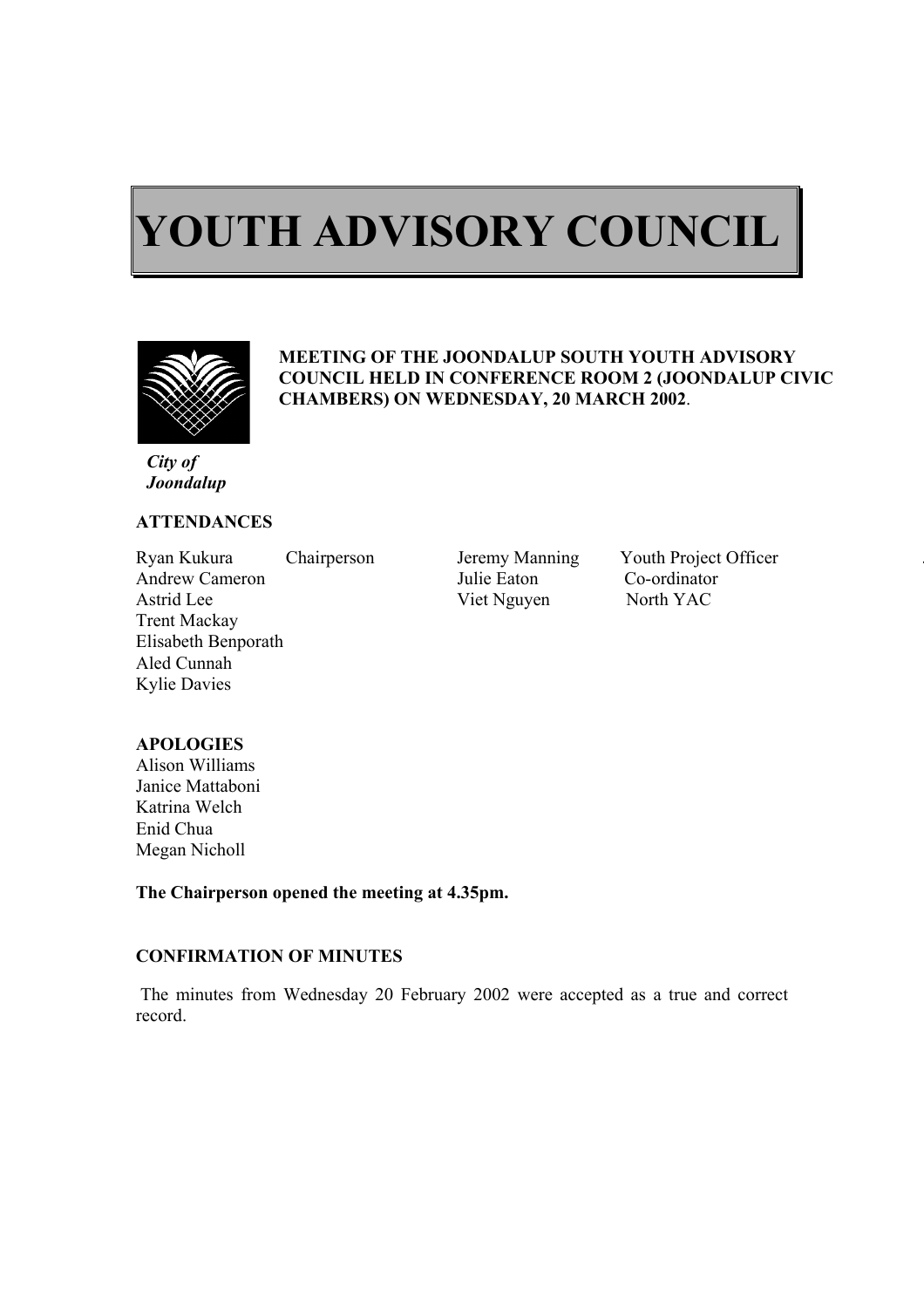# YOUTH ADVISORY COUNCIL

**MEETING OF THE JOONDALUP SOUTH YOUTH ADVISORY COUNCIL HELD IN CONFERENCE ROOM 2 (JOONDALUP CIVIC CHAMBERS) ON WEDNESDAY, 20 MARCH 2002**.

***City of Joondalup***

**ATTENDANCES**

| | | | |
|---|---|---|---|
| Ryan Kukura | Chairperson | Jeremy Manning | Youth Project Officer |
| Andrew Cameron | | Julie Eaton | Co-ordinator |
| Astrid Lee | | Viet Nguyen | North YAC |
| Trent Mackay | | | |
| Elisabeth Benporath | | | |
| Aled Cunnah | | | |
| Kylie Davies | | | |

**APOLOGIES**

Alison Williams
Janice Mattaboni
Katrina Welch
Enid Chua
Megan Nicholl

**The Chairperson opened the meeting at 4.35pm.**

**CONFIRMATION OF MINUTES**

The minutes from Wednesday 20 February 2002 were accepted as a true and correct record.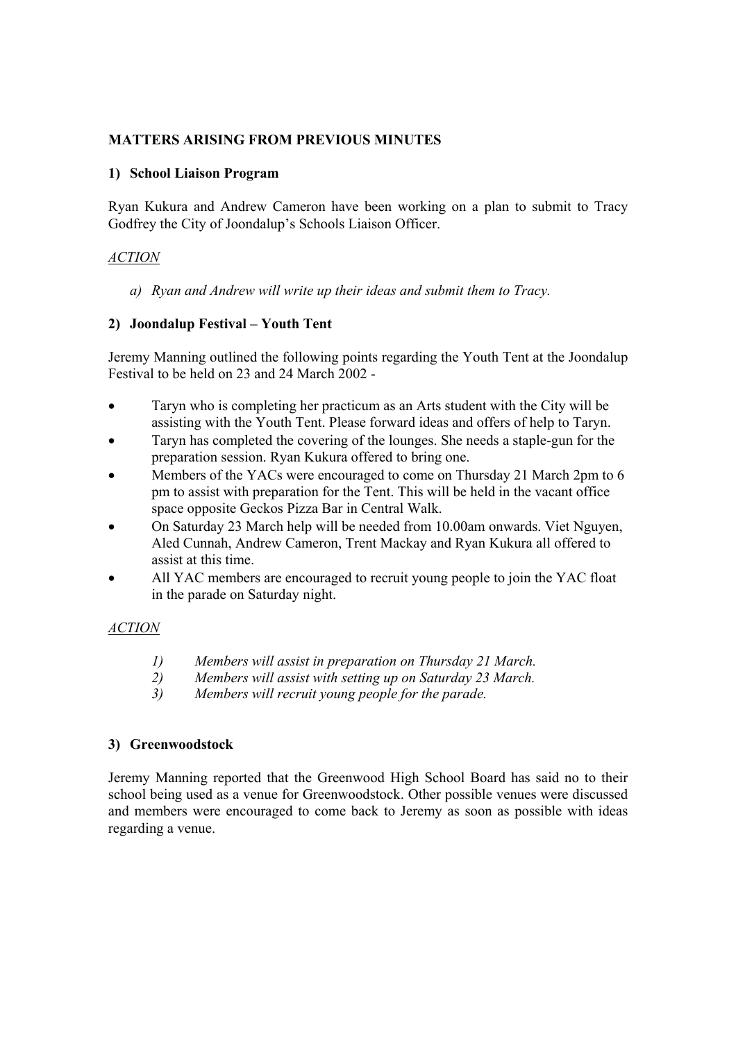**MATTERS ARISING FROM PREVIOUS MINUTES**

**1) School Liaison Program**

Ryan Kukura and Andrew Cameron have been working on a plan to submit to Tracy Godfrey the City of Joondalup's Schools Liaison Officer.

*ACTION*

a) *Ryan and Andrew will write up their ideas and submit them to Tracy.*

**2) Joondalup Festival – Youth Tent**

Jeremy Manning outlined the following points regarding the Youth Tent at the Joondalup Festival to be held on 23 and 24 March 2002 -

- Taryn who is completing her practicum as an Arts student with the City will be assisting with the Youth Tent. Please forward ideas and offers of help to Taryn.
- Taryn has completed the covering of the lounges. She needs a staple-gun for the preparation session. Ryan Kukura offered to bring one.
- Members of the YACs were encouraged to come on Thursday 21 March 2pm to 6 pm to assist with preparation for the Tent. This will be held in the vacant office space opposite Geckos Pizza Bar in Central Walk.
- On Saturday 23 March help will be needed from 10.00am onwards. Viet Nguyen, Aled Cunnah, Andrew Cameron, Trent Mackay and Ryan Kukura all offered to assist at this time.
- All YAC members are encouraged to recruit young people to join the YAC float in the parade on Saturday night.

*ACTION*

1) *Members will assist in preparation on Thursday 21 March.*
2) *Members will assist with setting up on Saturday 23 March.*
3) *Members will recruit young people for the parade.*

**3) Greenwoodstock**

Jeremy Manning reported that the Greenwood High School Board has said no to their school being used as a venue for Greenwoodstock. Other possible venues were discussed and members were encouraged to come back to Jeremy as soon as possible with ideas regarding a venue.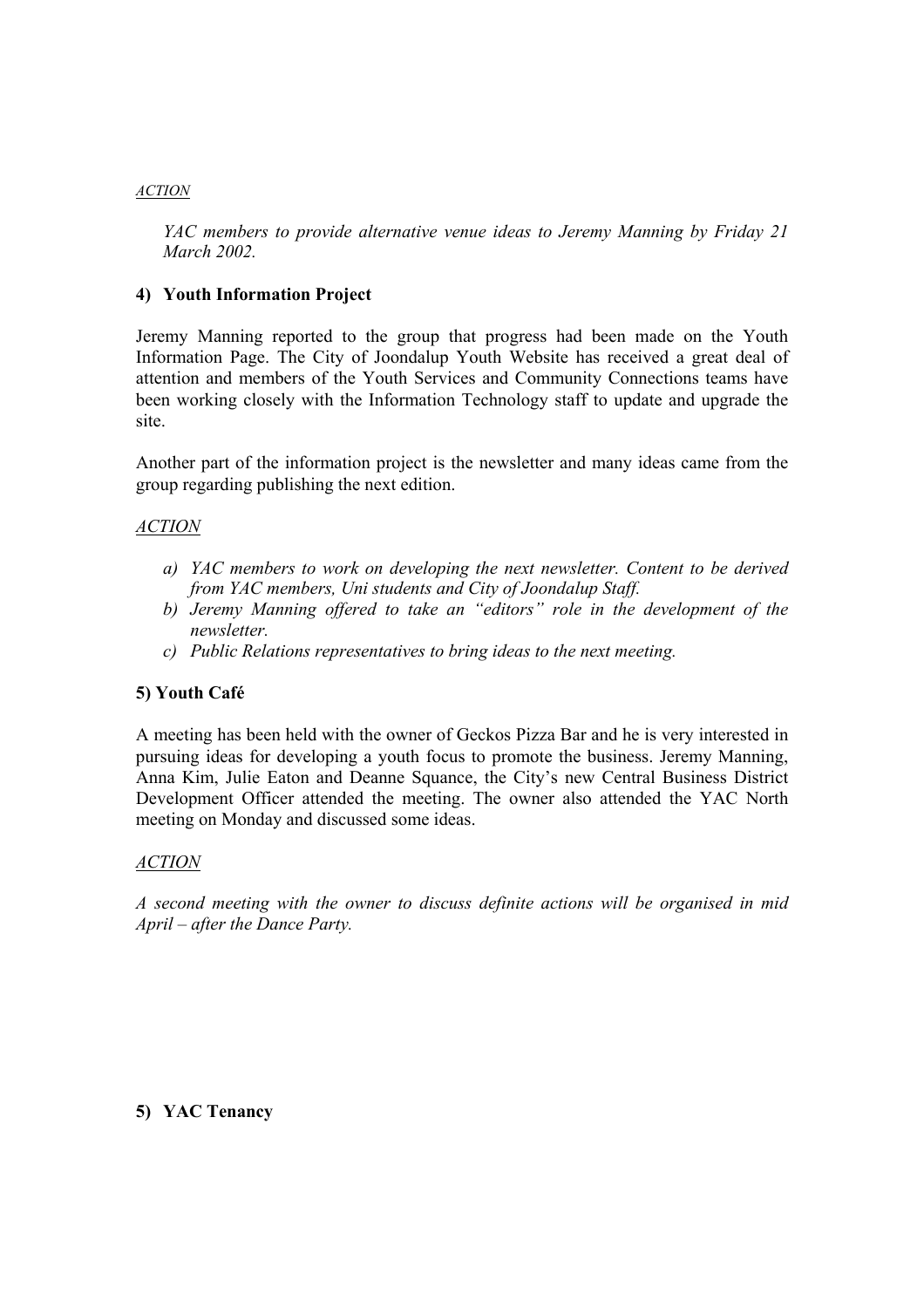*ACTION*

*YAC members to provide alternative venue ideas to Jeremy Manning by Friday 21 March 2002.*

### 4) Youth Information Project

Jeremy Manning reported to the group that progress had been made on the Youth Information Page. The City of Joondalup Youth Website has received a great deal of attention and members of the Youth Services and Community Connections teams have been working closely with the Information Technology staff to update and upgrade the site.

Another part of the information project is the newsletter and many ideas came from the group regarding publishing the next edition.

*ACTION*

a) *YAC members to work on developing the next newsletter. Content to be derived from YAC members, Uni students and City of Joondalup Staff.*
b) *Jeremy Manning offered to take an "editors" role in the development of the newsletter.*
c) *Public Relations representatives to bring ideas to the next meeting.*

### 5) Youth Café

A meeting has been held with the owner of Geckos Pizza Bar and he is very interested in pursuing ideas for developing a youth focus to promote the business. Jeremy Manning, Anna Kim, Julie Eaton and Deanne Squance, the City's new Central Business District Development Officer attended the meeting. The owner also attended the YAC North meeting on Monday and discussed some ideas.

*ACTION*

*A second meeting with the owner to discuss definite actions will be organised in mid April – after the Dance Party.*

### 5) YAC Tenancy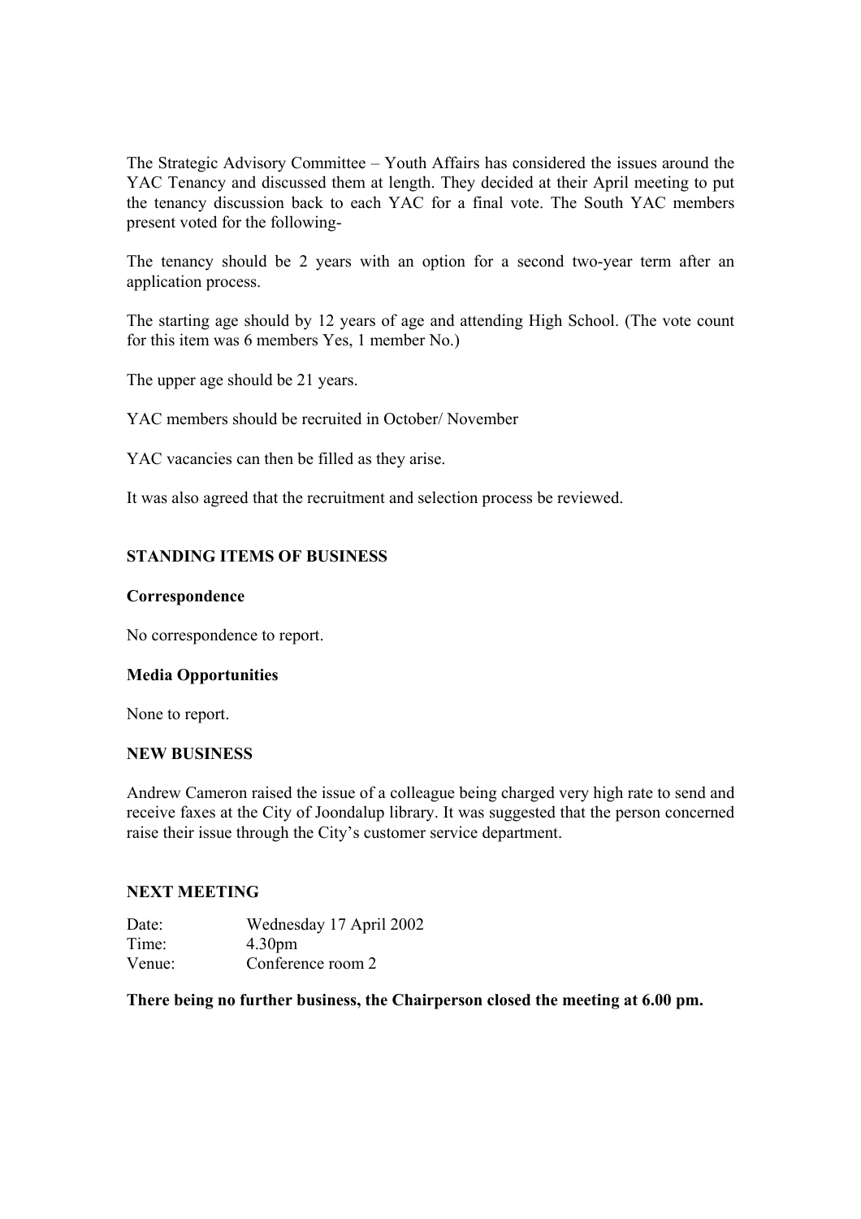The Strategic Advisory Committee – Youth Affairs has considered the issues around the YAC Tenancy and discussed them at length. They decided at their April meeting to put the tenancy discussion back to each YAC for a final vote. The South YAC members present voted for the following-

The tenancy should be 2 years with an option for a second two-year term after an application process.

The starting age should by 12 years of age and attending High School. (The vote count for this item was 6 members Yes, 1 member No.)

The upper age should be 21 years.

YAC members should be recruited in October/ November

YAC vacancies can then be filled as they arise.

It was also agreed that the recruitment and selection process be reviewed.

## STANDING ITEMS OF BUSINESS

### Correspondence

No correspondence to report.

### Media Opportunities

None to report.

## NEW BUSINESS

Andrew Cameron raised the issue of a colleague being charged very high rate to send and receive faxes at the City of Joondalup library. It was suggested that the person concerned raise their issue through the City's customer service department.

## NEXT MEETING

| | |
|---|---|
| Date: | Wednesday 17 April 2002 |
| Time: | 4.30pm |
| Venue: | Conference room 2 |

**There being no further business, the Chairperson closed the meeting at 6.00 pm.**